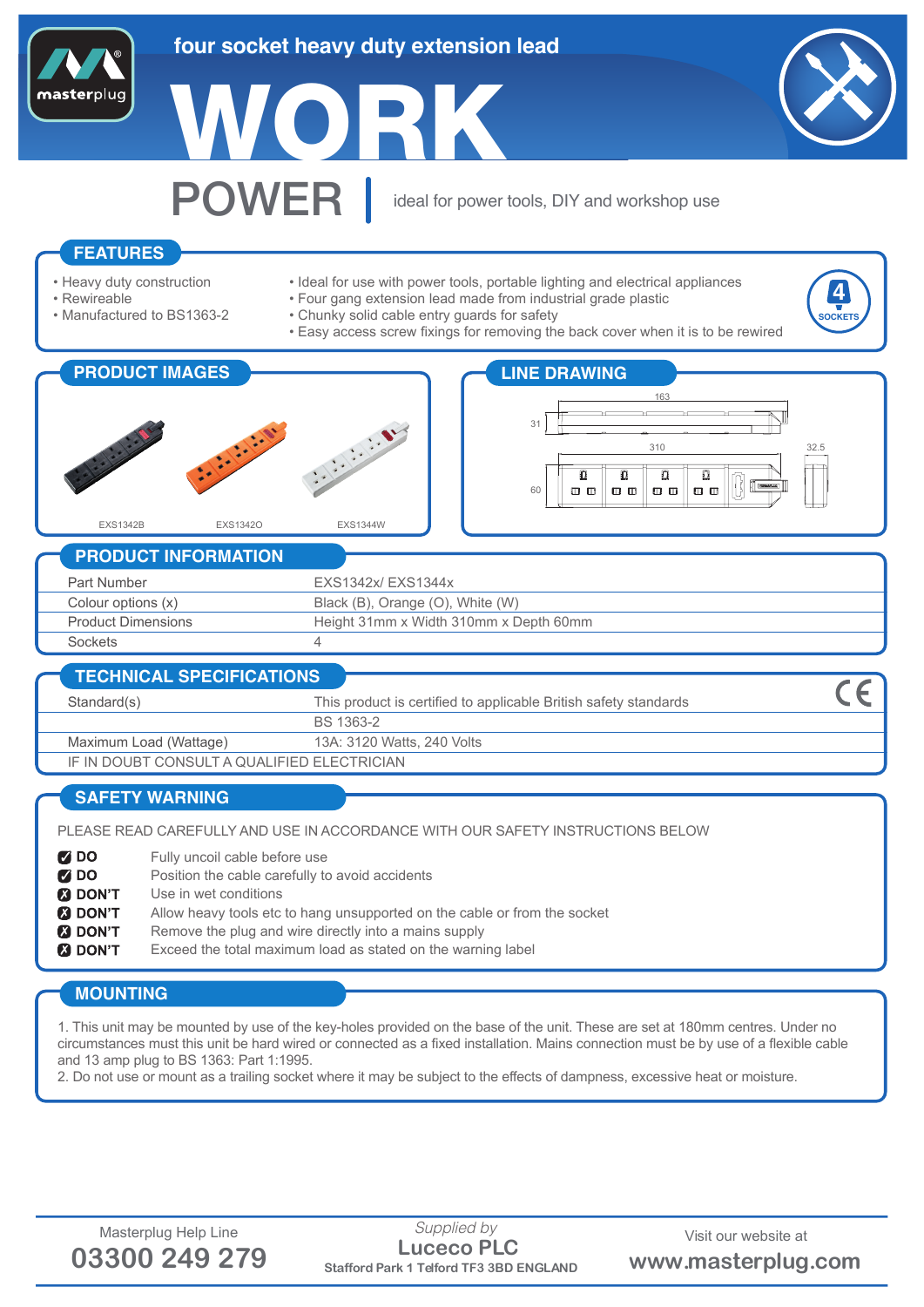masterplug®

# four socket heavy duty extension lead

# WORK POWER

ideal for power tools, DIY and workshop use

## FEATURES

- Heavy duty construction
- Rewireable
- Manufactured to BS1363-2
- Ideal for use with power tools, portable lighting and electrical appliances
- Four gang extension lead made from industrial grade plastic
- Chunky solid cable entry guards for safety
- Easy access screw fixings for removing the back cover when it is to be rewired

4 SOCKETS

## PRODUCT IMAGES

EXS1342B　EXS1342O　EXS1344W

## LINE DRAWING

163　31　310　60　32.5

## PRODUCT INFORMATION

| | |
|---|---|
| Part Number | EXS1342x/ EXS1344x |
| Colour options (x) | Black (B), Orange (O), White (W) |
| Product Dimensions | Height 31mm x Width 310mm x Depth 60mm |
| Sockets | 4 |

## TECHNICAL SPECIFICATIONS

| | |
|---|---|
| Standard(s) | This product is certified to applicable British safety standards |
| | BS 1363-2 |
| Maximum Load (Wattage) | 13A: 3120 Watts, 240 Volts |

IF IN DOUBT CONSULT A QUALIFIED ELECTRICIAN

CE

## SAFETY WARNING

PLEASE READ CAREFULLY AND USE IN ACCORDANCE WITH OUR SAFETY INSTRUCTIONS BELOW

| | |
|---|---|
| ✓ **DO** | Fully uncoil cable before use |
| ✓ **DO** | Position the cable carefully to avoid accidents |
| ✗ **DON'T** | Use in wet conditions |
| ✗ **DON'T** | Allow heavy tools etc to hang unsupported on the cable or from the socket |
| ✗ **DON'T** | Remove the plug and wire directly into a mains supply |
| ✗ **DON'T** | Exceed the total maximum load as stated on the warning label |

## MOUNTING

1. This unit may be mounted by use of the key-holes provided on the base of the unit. These are set at 180mm centres. Under no circumstances must this unit be hard wired or connected as a fixed installation. Mains connection must be by use of a flexible cable and 13 amp plug to BS 1363: Part 1:1995.
2. Do not use or mount as a trailing socket where it may be subject to the effects of dampness, excessive heat or moisture.

Masterplug Help Line
**03300 249 279**

*Supplied by*
**Luceco PLC**
Stafford Park 1 Telford TF3 3BD ENGLAND

Visit our website at
**www.masterplug.com**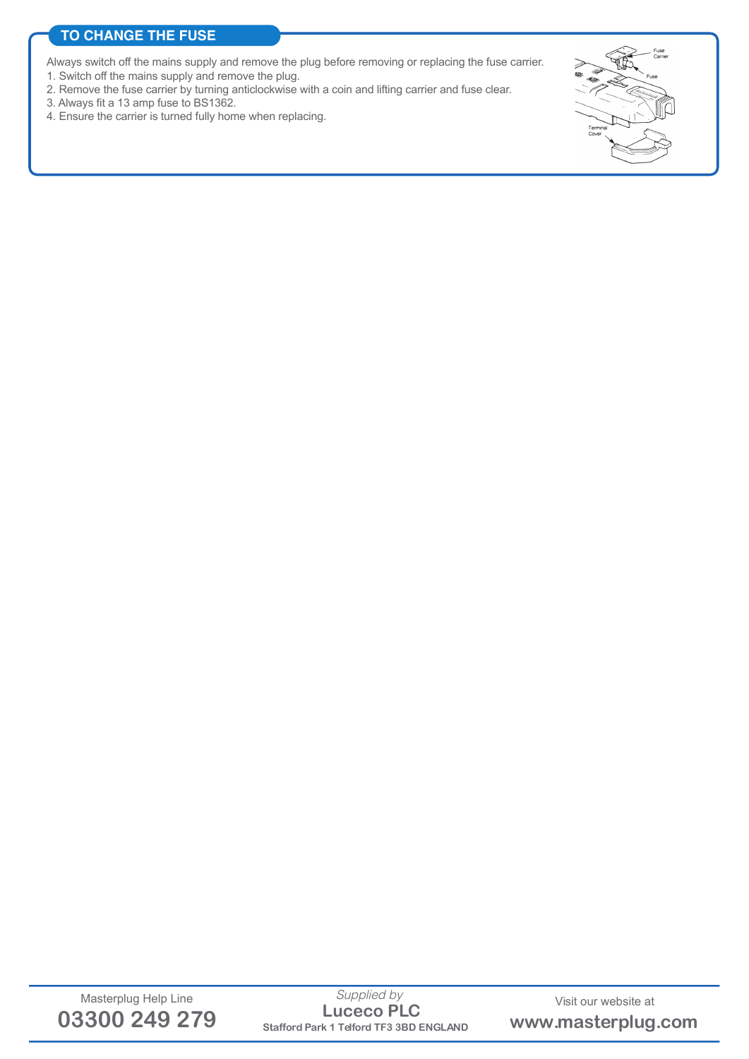## TO CHANGE THE FUSE

Always switch off the mains supply and remove the plug before removing or replacing the fuse carrier.

1. Switch off the mains supply and remove the plug.
2. Remove the fuse carrier by turning anticlockwise with a coin and lifting carrier and fuse clear.
3. Always fit a 13 amp fuse to BS1362.
4. Ensure the carrier is turned fully home when replacing.

Fuse Carrier

Fuse

Terminal Cover

Masterplug Help Line
**03300 249 279**

*Supplied by*
**Luceco PLC**
**Stafford Park 1 Telford TF3 3BD ENGLAND**

Visit our website at
**www.masterplug.com**